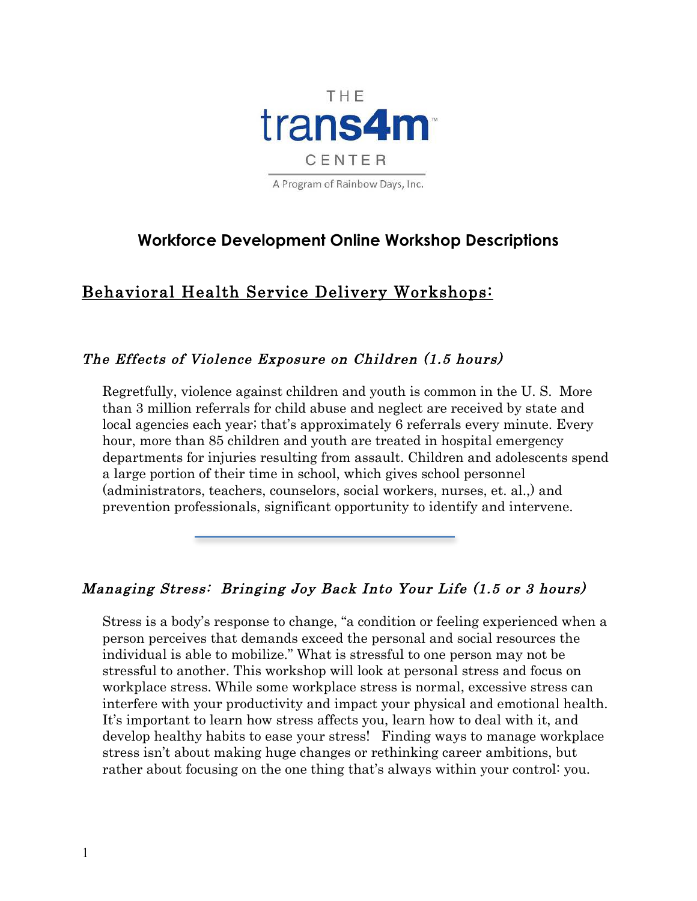THE

trans4m™

CENTER

A Program of Rainbow Days, Inc.

# Workforce Development Online Workshop Descriptions

## Behavioral Health Service Delivery Workshops:

### *The Effects of Violence Exposure on Children (1.5 hours)*

Regretfully, violence against children and youth is common in the U. S. More than 3 million referrals for child abuse and neglect are received by state and local agencies each year; that's approximately 6 referrals every minute. Every hour, more than 85 children and youth are treated in hospital emergency departments for injuries resulting from assault. Children and adolescents spend a large portion of their time in school, which gives school personnel (administrators, teachers, counselors, social workers, nurses, et. al.,) and prevention professionals, significant opportunity to identify and intervene.

---

### *Managing Stress: Bringing Joy Back Into Your Life (1.5 or 3 hours)*

Stress is a body's response to change, "a condition or feeling experienced when a person perceives that demands exceed the personal and social resources the individual is able to mobilize." What is stressful to one person may not be stressful to another. This workshop will look at personal stress and focus on workplace stress. While some workplace stress is normal, excessive stress can interfere with your productivity and impact your physical and emotional health. It's important to learn how stress affects you, learn how to deal with it, and develop healthy habits to ease your stress! Finding ways to manage workplace stress isn't about making huge changes or rethinking career ambitions, but rather about focusing on the one thing that's always within your control: you.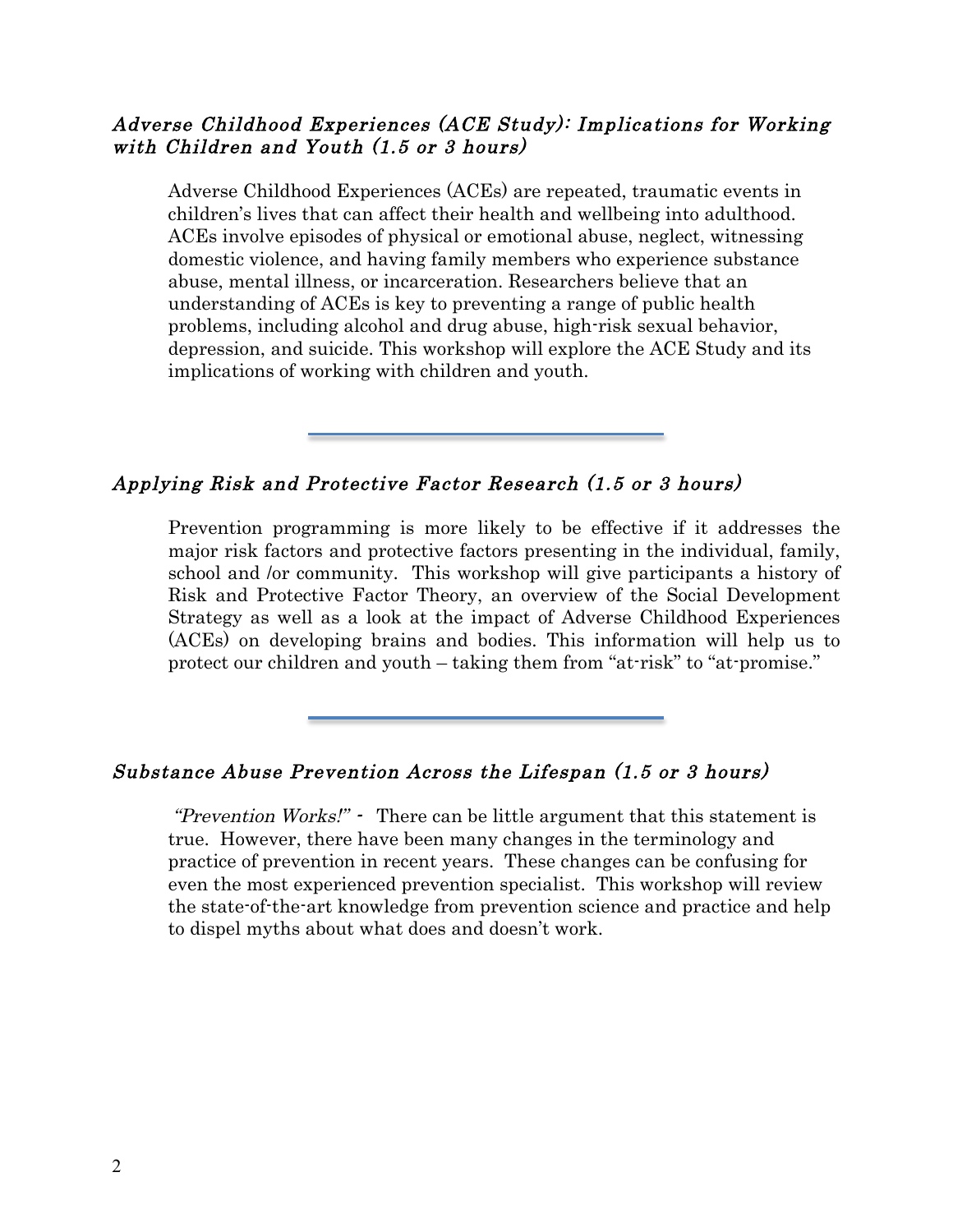### *Adverse Childhood Experiences (ACE Study): Implications for Working with Children and Youth (1.5 or 3 hours)*

Adverse Childhood Experiences (ACEs) are repeated, traumatic events in children's lives that can affect their health and wellbeing into adulthood. ACEs involve episodes of physical or emotional abuse, neglect, witnessing domestic violence, and having family members who experience substance abuse, mental illness, or incarceration. Researchers believe that an understanding of ACEs is key to preventing a range of public health problems, including alcohol and drug abuse, high-risk sexual behavior, depression, and suicide. This workshop will explore the ACE Study and its implications of working with children and youth.

---

### *Applying Risk and Protective Factor Research (1.5 or 3 hours)*

Prevention programming is more likely to be effective if it addresses the major risk factors and protective factors presenting in the individual, family, school and /or community. This workshop will give participants a history of Risk and Protective Factor Theory, an overview of the Social Development Strategy as well as a look at the impact of Adverse Childhood Experiences (ACEs) on developing brains and bodies. This information will help us to protect our children and youth – taking them from "at-risk" to "at-promise."

---

### *Substance Abuse Prevention Across the Lifespan (1.5 or 3 hours)*

*"Prevention Works!"* - There can be little argument that this statement is true. However, there have been many changes in the terminology and practice of prevention in recent years. These changes can be confusing for even the most experienced prevention specialist. This workshop will review the state-of-the-art knowledge from prevention science and practice and help to dispel myths about what does and doesn't work.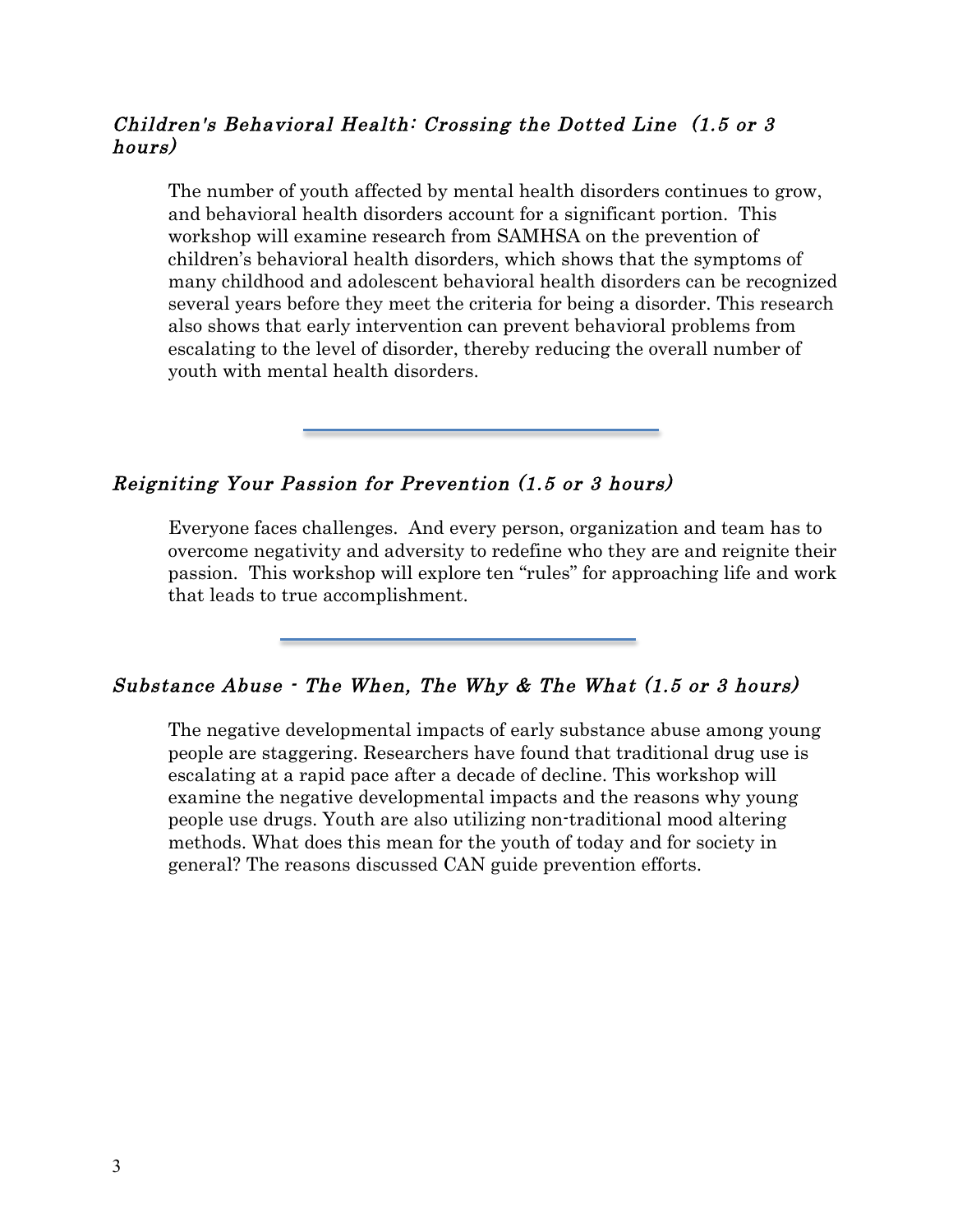### *Children's Behavioral Health: Crossing the Dotted Line (1.5 or 3 hours)*

The number of youth affected by mental health disorders continues to grow, and behavioral health disorders account for a significant portion. This workshop will examine research from SAMHSA on the prevention of children's behavioral health disorders, which shows that the symptoms of many childhood and adolescent behavioral health disorders can be recognized several years before they meet the criteria for being a disorder. This research also shows that early intervention can prevent behavioral problems from escalating to the level of disorder, thereby reducing the overall number of youth with mental health disorders.

---

### *Reigniting Your Passion for Prevention (1.5 or 3 hours)*

Everyone faces challenges. And every person, organization and team has to overcome negativity and adversity to redefine who they are and reignite their passion. This workshop will explore ten "rules" for approaching life and work that leads to true accomplishment.

---

### *Substance Abuse - The When, The Why & The What (1.5 or 3 hours)*

The negative developmental impacts of early substance abuse among young people are staggering. Researchers have found that traditional drug use is escalating at a rapid pace after a decade of decline. This workshop will examine the negative developmental impacts and the reasons why young people use drugs. Youth are also utilizing non-traditional mood altering methods. What does this mean for the youth of today and for society in general? The reasons discussed CAN guide prevention efforts.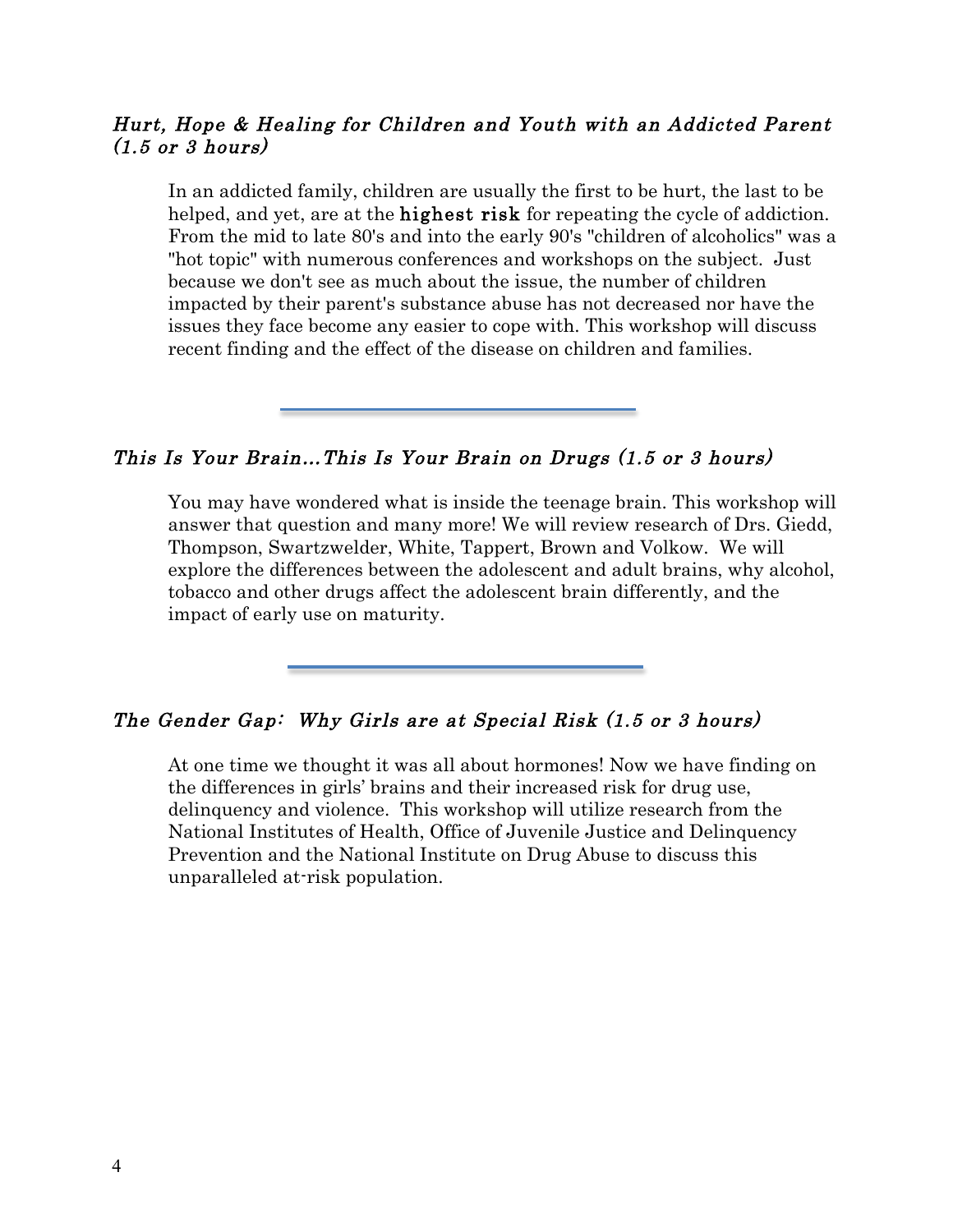### *Hurt, Hope & Healing for Children and Youth with an Addicted Parent (1.5 or 3 hours)*

In an addicted family, children are usually the first to be hurt, the last to be helped, and yet, are at the **highest risk** for repeating the cycle of addiction. From the mid to late 80's and into the early 90's "children of alcoholics" was a "hot topic" with numerous conferences and workshops on the subject. Just because we don't see as much about the issue, the number of children impacted by their parent's substance abuse has not decreased nor have the issues they face become any easier to cope with. This workshop will discuss recent finding and the effect of the disease on children and families.

---

### *This Is Your Brain…This Is Your Brain on Drugs (1.5 or 3 hours)*

You may have wondered what is inside the teenage brain. This workshop will answer that question and many more! We will review research of Drs. Giedd, Thompson, Swartzwelder, White, Tappert, Brown and Volkow. We will explore the differences between the adolescent and adult brains, why alcohol, tobacco and other drugs affect the adolescent brain differently, and the impact of early use on maturity.

---

### *The Gender Gap: Why Girls are at Special Risk (1.5 or 3 hours)*

At one time we thought it was all about hormones! Now we have finding on the differences in girls' brains and their increased risk for drug use, delinquency and violence. This workshop will utilize research from the National Institutes of Health, Office of Juvenile Justice and Delinquency Prevention and the National Institute on Drug Abuse to discuss this unparalleled at-risk population.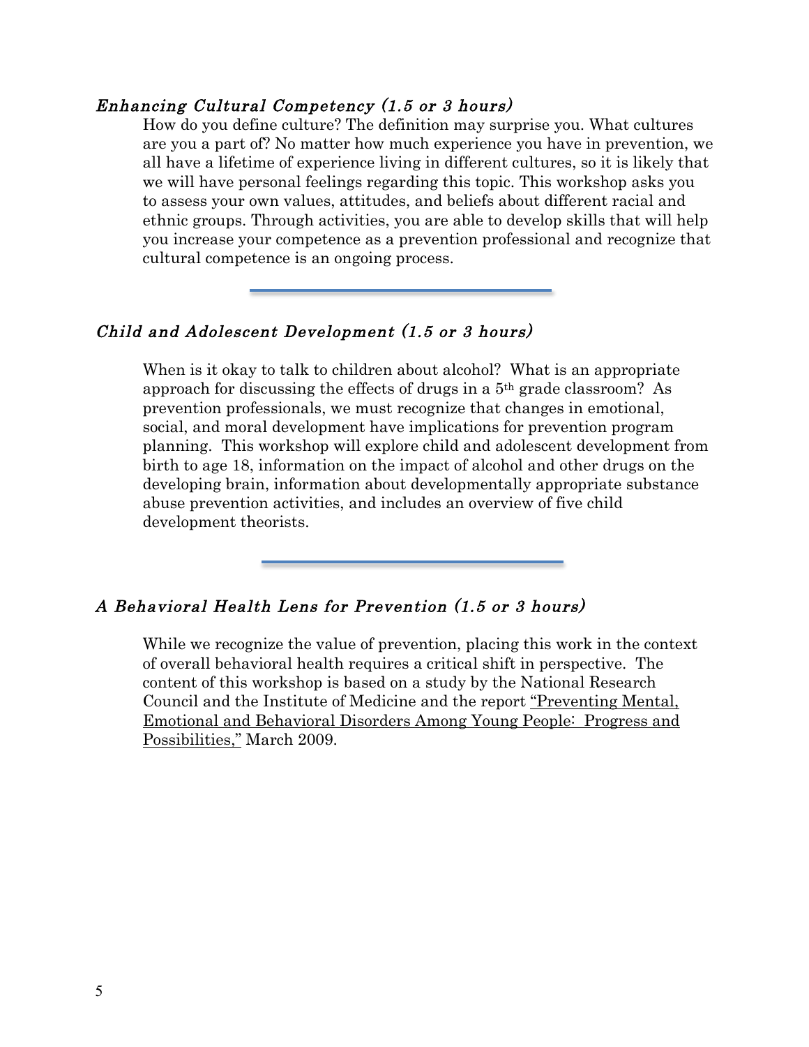### *Enhancing Cultural Competency (1.5 or 3 hours)*

How do you define culture? The definition may surprise you. What cultures are you a part of? No matter how much experience you have in prevention, we all have a lifetime of experience living in different cultures, so it is likely that we will have personal feelings regarding this topic. This workshop asks you to assess your own values, attitudes, and beliefs about different racial and ethnic groups. Through activities, you are able to develop skills that will help you increase your competence as a prevention professional and recognize that cultural competence is an ongoing process.

---

### *Child and Adolescent Development (1.5 or 3 hours)*

When is it okay to talk to children about alcohol? What is an appropriate approach for discussing the effects of drugs in a 5th grade classroom? As prevention professionals, we must recognize that changes in emotional, social, and moral development have implications for prevention program planning. This workshop will explore child and adolescent development from birth to age 18, information on the impact of alcohol and other drugs on the developing brain, information about developmentally appropriate substance abuse prevention activities, and includes an overview of five child development theorists.

---

### *A Behavioral Health Lens for Prevention (1.5 or 3 hours)*

While we recognize the value of prevention, placing this work in the context of overall behavioral health requires a critical shift in perspective. The content of this workshop is based on a study by the National Research Council and the Institute of Medicine and the report "Preventing Mental, Emotional and Behavioral Disorders Among Young People: Progress and Possibilities," March 2009.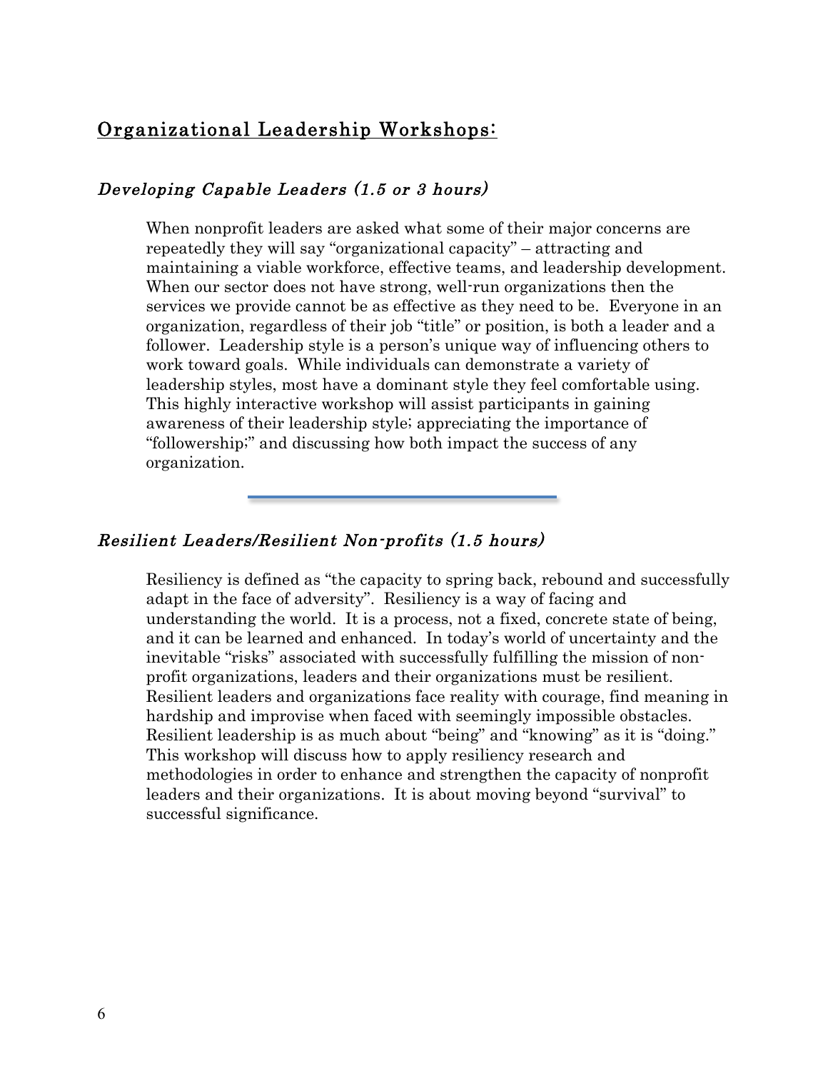## Organizational Leadership Workshops:

### *Developing Capable Leaders (1.5 or 3 hours)*

When nonprofit leaders are asked what some of their major concerns are repeatedly they will say "organizational capacity" – attracting and maintaining a viable workforce, effective teams, and leadership development. When our sector does not have strong, well-run organizations then the services we provide cannot be as effective as they need to be. Everyone in an organization, regardless of their job "title" or position, is both a leader and a follower. Leadership style is a person's unique way of influencing others to work toward goals. While individuals can demonstrate a variety of leadership styles, most have a dominant style they feel comfortable using. This highly interactive workshop will assist participants in gaining awareness of their leadership style; appreciating the importance of "followership;" and discussing how both impact the success of any organization.

---

### *Resilient Leaders/Resilient Non-profits (1.5 hours)*

Resiliency is defined as "the capacity to spring back, rebound and successfully adapt in the face of adversity". Resiliency is a way of facing and understanding the world. It is a process, not a fixed, concrete state of being, and it can be learned and enhanced. In today's world of uncertainty and the inevitable "risks" associated with successfully fulfilling the mission of non-profit organizations, leaders and their organizations must be resilient. Resilient leaders and organizations face reality with courage, find meaning in hardship and improvise when faced with seemingly impossible obstacles. Resilient leadership is as much about "being" and "knowing" as it is "doing." This workshop will discuss how to apply resiliency research and methodologies in order to enhance and strengthen the capacity of nonprofit leaders and their organizations. It is about moving beyond "survival" to successful significance.